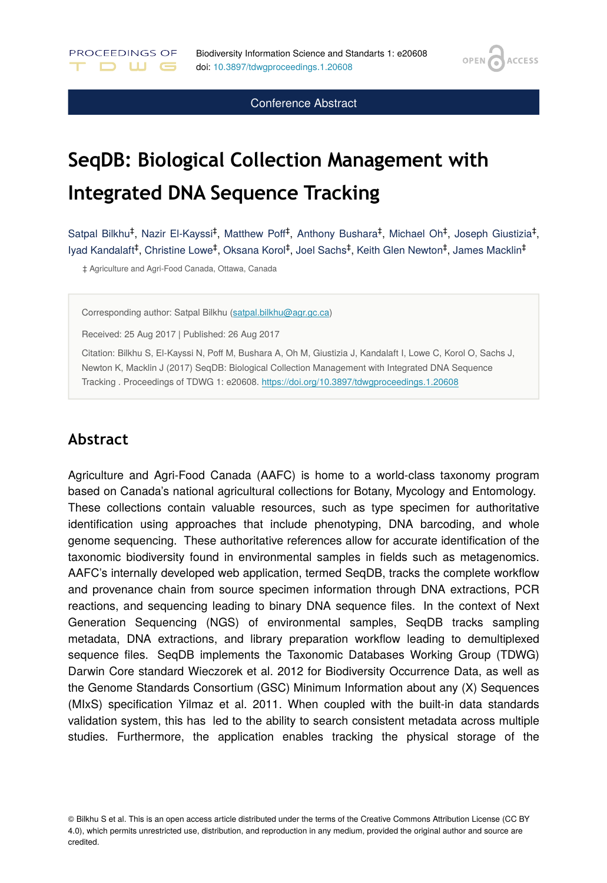Conference Abstract

# SeqDB: Biological Collection Management with Integrated DNA Sequence Tracking

Satpal Bilkhu[‡], Nazir El-Kayssi[‡], Matthew Poff[‡], Anthony Bushara[‡], Michael Oh[‡], Joseph Giustizia[‡], Iyad Kandalaft[‡], Christine Lowe[‡], Oksana Korol[‡], Joel Sachs[‡], Keith Glen Newton[‡], James Macklin[‡]

‡ Agriculture and Agri-Food Canada, Ottawa, Canada

Corresponding author: Satpal Bilkhu (satpal.bilkhu@agr.gc.ca)

Received: 25 Aug 2017 | Published: 26 Aug 2017

Citation: Bilkhu S, El-Kayssi N, Poff M, Bushara A, Oh M, Giustizia J, Kandalaft I, Lowe C, Korol O, Sachs J, Newton K, Macklin J (2017) SeqDB: Biological Collection Management with Integrated DNA Sequence Tracking . Proceedings of TDWG 1: e20608. https://doi.org/10.3897/tdwgproceedings.1.20608

## Abstract

Agriculture and Agri-Food Canada (AAFC) is home to a world-class taxonomy program based on Canada's national agricultural collections for Botany, Mycology and Entomology. These collections contain valuable resources, such as type specimen for authoritative identification using approaches that include phenotyping, DNA barcoding, and whole genome sequencing. These authoritative references allow for accurate identification of the taxonomic biodiversity found in environmental samples in fields such as metagenomics. AAFC's internally developed web application, termed SeqDB, tracks the complete workflow and provenance chain from source specimen information through DNA extractions, PCR reactions, and sequencing leading to binary DNA sequence files. In the context of Next Generation Sequencing (NGS) of environmental samples, SeqDB tracks sampling metadata, DNA extractions, and library preparation workflow leading to demultiplexed sequence files. SeqDB implements the Taxonomic Databases Working Group (TDWG) Darwin Core standard Wieczorek et al. 2012 for Biodiversity Occurrence Data, as well as the Genome Standards Consortium (GSC) Minimum Information about any (X) Sequences (MIxS) specification Yilmaz et al. 2011. When coupled with the built-in data standards validation system, this has led to the ability to search consistent metadata across multiple studies. Furthermore, the application enables tracking the physical storage of the

© Bilkhu S et al. This is an open access article distributed under the terms of the Creative Commons Attribution License (CC BY 4.0), which permits unrestricted use, distribution, and reproduction in any medium, provided the original author and source are credited.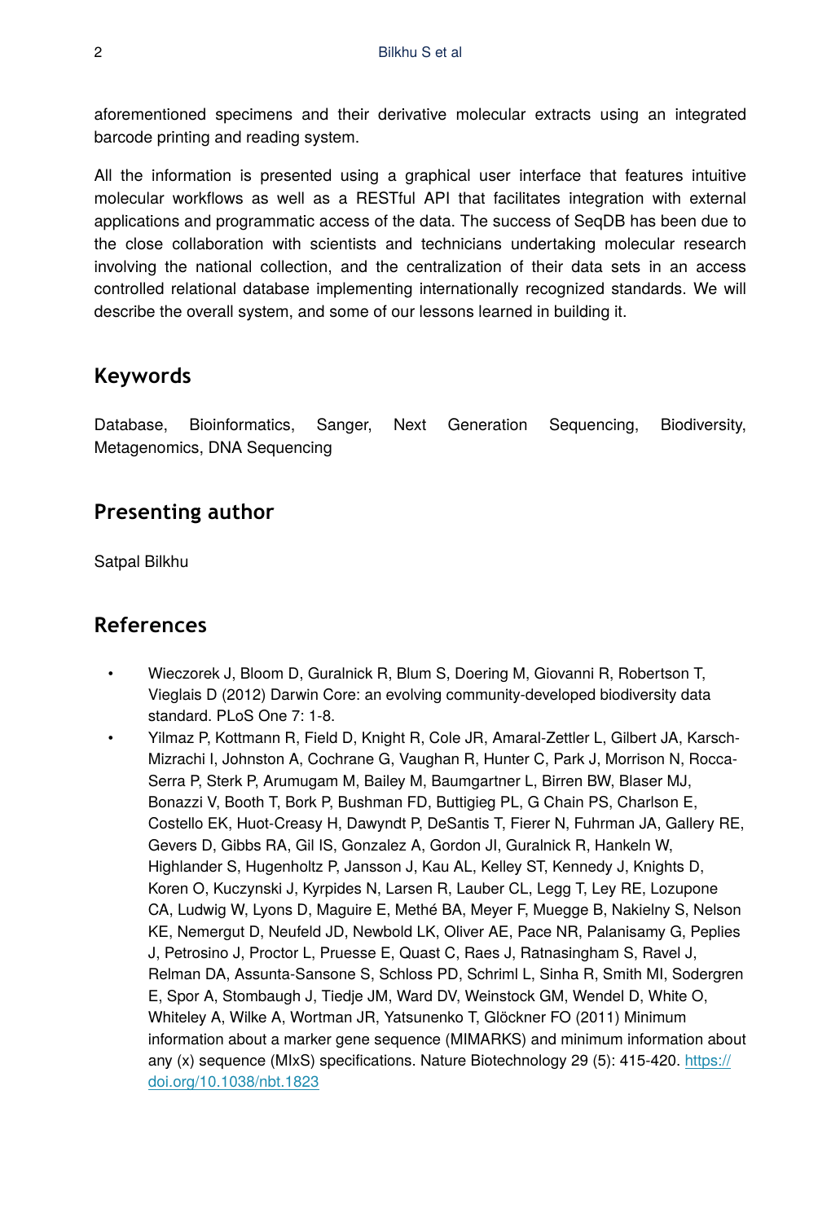aforementioned specimens and their derivative molecular extracts using an integrated barcode printing and reading system.

All the information is presented using a graphical user interface that features intuitive molecular workflows as well as a RESTful API that facilitates integration with external applications and programmatic access of the data. The success of SeqDB has been due to the close collaboration with scientists and technicians undertaking molecular research involving the national collection, and the centralization of their data sets in an access controlled relational database implementing internationally recognized standards. We will describe the overall system, and some of our lessons learned in building it.

## Keywords

Database, Bioinformatics, Sanger, Next Generation Sequencing, Biodiversity, Metagenomics, DNA Sequencing

## Presenting author

Satpal Bilkhu

## References

- Wieczorek J, Bloom D, Guralnick R, Blum S, Doering M, Giovanni R, Robertson T, Vieglais D (2012) Darwin Core: an evolving community-developed biodiversity data standard. PLoS One 7: 1-8.
- Yilmaz P, Kottmann R, Field D, Knight R, Cole JR, Amaral-Zettler L, Gilbert JA, Karsch-Mizrachi I, Johnston A, Cochrane G, Vaughan R, Hunter C, Park J, Morrison N, Rocca-Serra P, Sterk P, Arumugam M, Bailey M, Baumgartner L, Birren BW, Blaser MJ, Bonazzi V, Booth T, Bork P, Bushman FD, Buttigieg PL, G Chain PS, Charlson E, Costello EK, Huot-Creasy H, Dawyndt P, DeSantis T, Fierer N, Fuhrman JA, Gallery RE, Gevers D, Gibbs RA, Gil IS, Gonzalez A, Gordon JI, Guralnick R, Hankeln W, Highlander S, Hugenholtz P, Jansson J, Kau AL, Kelley ST, Kennedy J, Knights D, Koren O, Kuczynski J, Kyrpides N, Larsen R, Lauber CL, Legg T, Ley RE, Lozupone CA, Ludwig W, Lyons D, Maguire E, Methé BA, Meyer F, Muegge B, Nakielny S, Nelson KE, Nemergut D, Neufeld JD, Newbold LK, Oliver AE, Pace NR, Palanisamy G, Peplies J, Petrosino J, Proctor L, Pruesse E, Quast C, Raes J, Ratnasingham S, Ravel J, Relman DA, Assunta-Sansone S, Schloss PD, Schriml L, Sinha R, Smith MI, Sodergren E, Spor A, Stombaugh J, Tiedje JM, Ward DV, Weinstock GM, Wendel D, White O, Whiteley A, Wilke A, Wortman JR, Yatsunenko T, Glöckner FO (2011) Minimum information about a marker gene sequence (MIMARKS) and minimum information about any (x) sequence (MIxS) specifications. Nature Biotechnology 29 (5): 415-420. https://doi.org/10.1038/nbt.1823